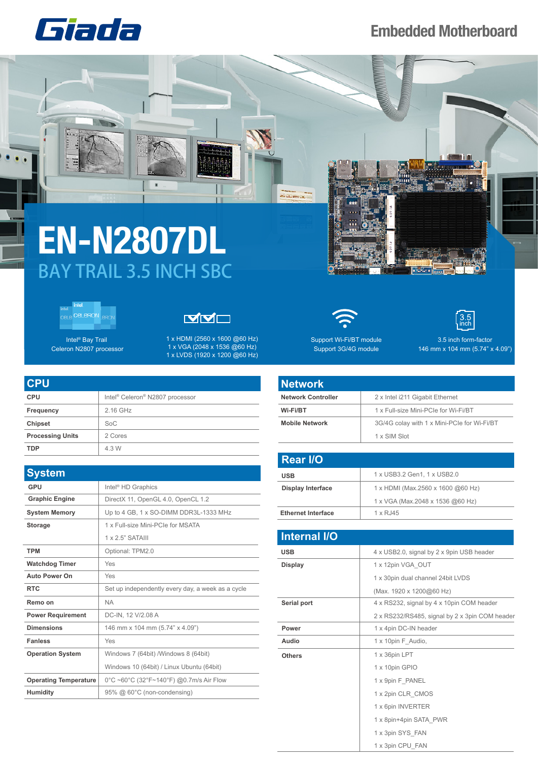# EN-N2807DL

## BAY TRAIL 3.5 INCH SBC

Embedded Motherboard

Intel® Bay Trail
Celeron N2807 processor

1 x HDMI (2560 x 1600 @60 Hz)
1 x VGA (2048 x 1536 @60 Hz)
1 x LVDS (1920 x 1200 @60 Hz)

Support Wi-Fi/BT module
Support 3G/4G module

3.5 inch form-factor
146 mm x 104 mm (5.74" x 4.09")

## CPU

| | |
|---|---|
| **CPU** | Intel® Celeron® N2807 processor |
| **Frequency** | 2.16 GHz |
| **Chipset** | SoC |
| **Processing Units** | 2 Cores |
| **TDP** | 4.3 W |

## System

| | |
|---|---|
| **GPU** | Intel® HD Graphics |
| **Graphic Engine** | DirectX 11, OpenGL 4.0, OpenCL 1.2 |
| **System Memory** | Up to 4 GB, 1 x SO-DIMM DDR3L-1333 MHz |
| **Storage** | 1 x Full-size Mini-PCIe for MSATA |
| | 1 x 2.5" SATAIII |
| **TPM** | Optional: TPM2.0 |
| **Watchdog Timer** | Yes |
| **Auto Power On** | Yes |
| **RTC** | Set up independently every day, a week as a cycle |
| **Remo on** | NA |
| **Power Requirement** | DC-IN, 12 V/2.08 A |
| **Dimensions** | 146 mm x 104 mm (5.74" x 4.09") |
| **Fanless** | Yes |
| **Operation System** | Windows 7 (64bit) /Windows 8 (64bit) |
| | Windows 10 (64bit) / Linux Ubuntu (64bit) |
| **Operating Temperature** | 0°C ~60°C (32°F~140°F) @0.7m/s Air Flow |
| **Humidity** | 95% @ 60°C (non-condensing) |

## Network

| | |
|---|---|
| **Network Controller** | 2 x Intel i211 Gigabit Ethernet |
| **Wi-Fi/BT** | 1 x Full-size Mini-PCIe for Wi-Fi/BT |
| **Mobile Network** | 3G/4G colay with 1 x Mini-PCIe for Wi-Fi/BT |
| | 1 x SIM Slot |

## Rear I/O

| | |
|---|---|
| **USB** | 1 x USB3.2 Gen1, 1 x USB2.0 |
| **Display Interface** | 1 x HDMI (Max.2560 x 1600 @60 Hz) |
| | 1 x VGA (Max.2048 x 1536 @60 Hz) |
| **Ethernet Interface** | 1 x RJ45 |

## Internal I/O

| | |
|---|---|
| **USB** | 4 x USB2.0, signal by 2 x 9pin USB header |
| **Display** | 1 x 12pin VGA_OUT |
| | 1 x 30pin dual channel 24bit LVDS |
| | (Max. 1920 x 1200@60 Hz) |
| **Serial port** | 4 x RS232, signal by 4 x 10pin COM header |
| | 2 x RS232/RS485, signal by 2 x 3pin COM header |
| **Power** | 1 x 4pin DC-IN header |
| **Audio** | 1 x 10pin F_Audio, |
| **Others** | 1 x 36pin LPT |
| | 1 x 10pin GPIO |
| | 1 x 9pin F_PANEL |
| | 1 x 2pin CLR_CMOS |
| | 1 x 6pin INVERTER |
| | 1 x 8pin+4pin SATA_PWR |
| | 1 x 3pin SYS_FAN |
| | 1 x 3pin CPU_FAN |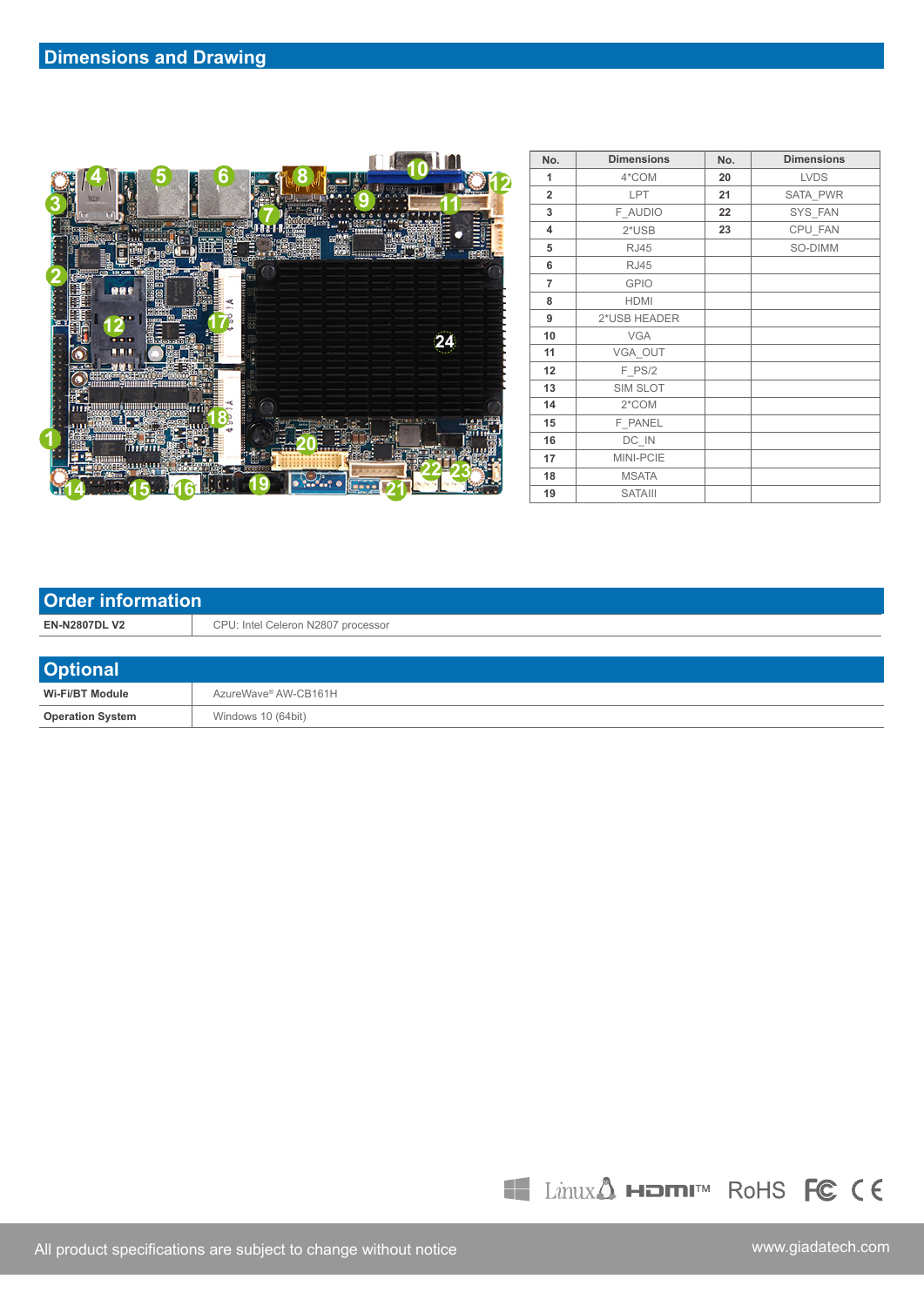## Dimensions and Drawing

| No. | Dimensions | No. | Dimensions |
|---|---|---|---|
| 1 | 4*COM | 20 | LVDS |
| 2 | LPT | 21 | SATA_PWR |
| 3 | F_AUDIO | 22 | SYS_FAN |
| 4 | 2*USB | 23 | CPU_FAN |
| 5 | RJ45 | | SO-DIMM |
| 6 | RJ45 | | |
| 7 | GPIO | | |
| 8 | HDMI | | |
| 9 | 2*USB HEADER | | |
| 10 | VGA | | |
| 11 | VGA_OUT | | |
| 12 | F_PS/2 | | |
| 13 | SIM SLOT | | |
| 14 | 2*COM | | |
| 15 | F_PANEL | | |
| 16 | DC_IN | | |
| 17 | MINI-PCIE | | |
| 18 | MSATA | | |
| 19 | SATAIII | | |

## Order information

| | |
|---|---|
| **EN-N2807DL V2** | CPU: Intel Celeron N2807 processor |

## Optional

| | |
|---|---|
| **Wi-Fi/BT Module** | AzureWave® AW-CB161H |
| **Operation System** | Windows 10 (64bit) |

Linux HDMI™ RoHS FC CE

All product specifications are subject to change without notice

www.giadatech.com